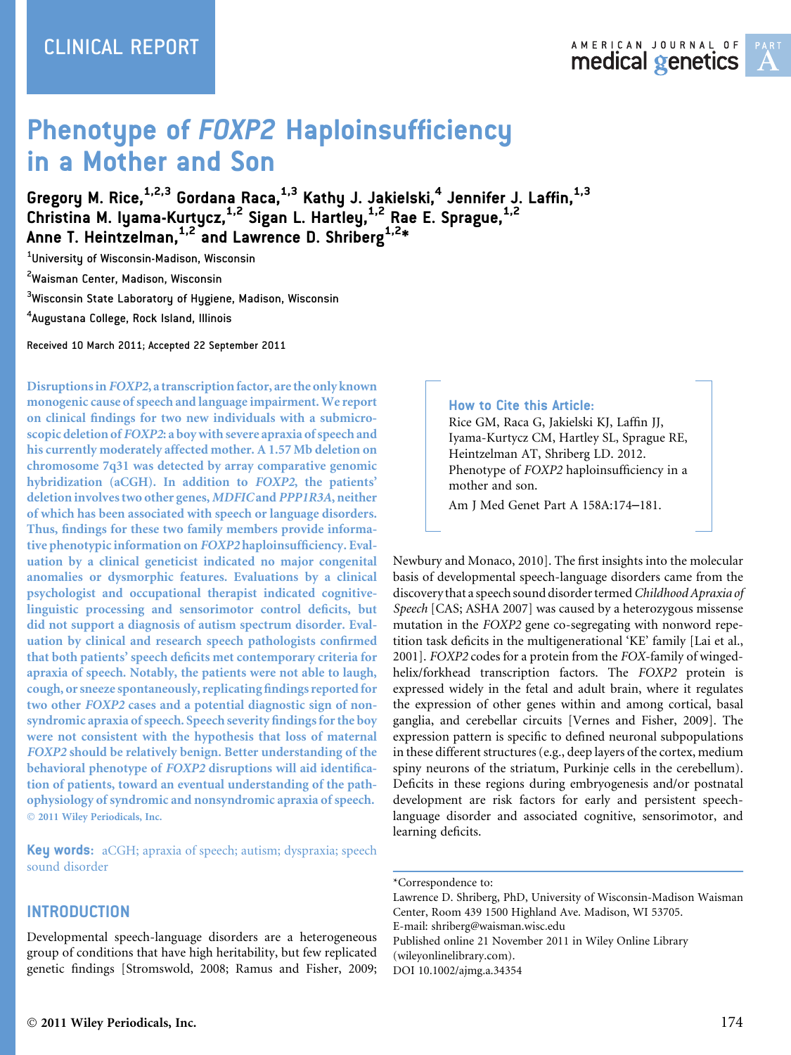CLINICAL REPORT

# Phenotype of *FOXP2* Haploinsufficiency in a Mother and Son

**Gregory M. Rice,[1,2,3] Gordana Raca,[1,3] Kathy J. Jakielski,[4] Jennifer J. Laffin,[1,3] Christina M. Iyama-Kurtycz,[1,2] Sigan L. Hartley,[1,2] Rae E. Sprague,[1,2] Anne T. Heintzelman,[1,2] and Lawrence D. Shriberg[1,2]***

[1]University of Wisconsin-Madison, Wisconsin

[2]Waisman Center, Madison, Wisconsin

[3]Wisconsin State Laboratory of Hygiene, Madison, Wisconsin

[4]Augustana College, Rock Island, Illinois

Received 10 March 2011; Accepted 22 September 2011

**Disruptions in *FOXP2*, a transcription factor, are the only known monogenic cause of speech and language impairment. We report on clinical findings for two new individuals with a submicroscopic deletion of *FOXP2*: a boy with severe apraxia of speech and his currently moderately affected mother. A 1.57 Mb deletion on chromosome 7q31 was detected by array comparative genomic hybridization (aCGH). In addition to *FOXP2*, the patients' deletion involves two other genes, *MDFIC* and *PPP1R3A*, neither of which has been associated with speech or language disorders. Thus, findings for these two family members provide informative phenotypic information on *FOXP2* haploinsufficiency. Evaluation by a clinical geneticist indicated no major congenital anomalies or dysmorphic features. Evaluations by a clinical psychologist and occupational therapist indicated cognitive-linguistic processing and sensorimotor control deficits, but did not support a diagnosis of autism spectrum disorder. Evaluation by clinical and research speech pathologists confirmed that both patients' speech deficits met contemporary criteria for apraxia of speech. Notably, the patients were not able to laugh, cough, or sneeze spontaneously, replicating findings reported for two other *FOXP2* cases and a potential diagnostic sign of nonsyndromic apraxia of speech. Speech severity findings for the boy were not consistent with the hypothesis that loss of maternal *FOXP2* should be relatively benign. Better understanding of the behavioral phenotype of *FOXP2* disruptions will aid identification of patients, toward an eventual understanding of the pathophysiology of syndromic and nonsyndromic apraxia of speech.** © 2011 Wiley Periodicals, Inc.

**Key words:** aCGH; apraxia of speech; autism; dyspraxia; speech sound disorder

**How to Cite this Article:**

Rice GM, Raca G, Jakielski KJ, Laffin JJ, Iyama-Kurtycz CM, Hartley SL, Sprague RE, Heintzelman AT, Shriberg LD. 2012. Phenotype of *FOXP2* haploinsufficiency in a mother and son.

Am J Med Genet Part A 158A:174–181.

## INTRODUCTION

Developmental speech-language disorders are a heterogeneous group of conditions that have high heritability, but few replicated genetic findings [Stromswold, 2008; Ramus and Fisher, 2009; Newbury and Monaco, 2010]. The first insights into the molecular basis of developmental speech-language disorders came from the discovery that a speech sound disorder termed *Childhood Apraxia of Speech* [CAS; ASHA 2007] was caused by a heterozygous missense mutation in the *FOXP2* gene co-segregating with nonword repetition task deficits in the multigenerational 'KE' family [Lai et al., 2001]. *FOXP2* codes for a protein from the *FOX*-family of winged-helix/forkhead transcription factors. The *FOXP2* protein is expressed widely in the fetal and adult brain, where it regulates the expression of other genes within and among cortical, basal ganglia, and cerebellar circuits [Vernes and Fisher, 2009]. The expression pattern is specific to defined neuronal subpopulations in these different structures (e.g., deep layers of the cortex, medium spiny neurons of the striatum, Purkinje cells in the cerebellum). Deficits in these regions during embryogenesis and/or postnatal development are risk factors for early and persistent speech-language disorder and associated cognitive, sensorimotor, and learning deficits.

*Correspondence to:
Lawrence D. Shriberg, PhD, University of Wisconsin-Madison Waisman Center, Room 439 1500 Highland Ave. Madison, WI 53705.
E-mail: shriberg@waisman.wisc.edu
Published online 21 November 2011 in Wiley Online Library (wileyonlinelibrary.com).
DOI 10.1002/ajmg.a.34354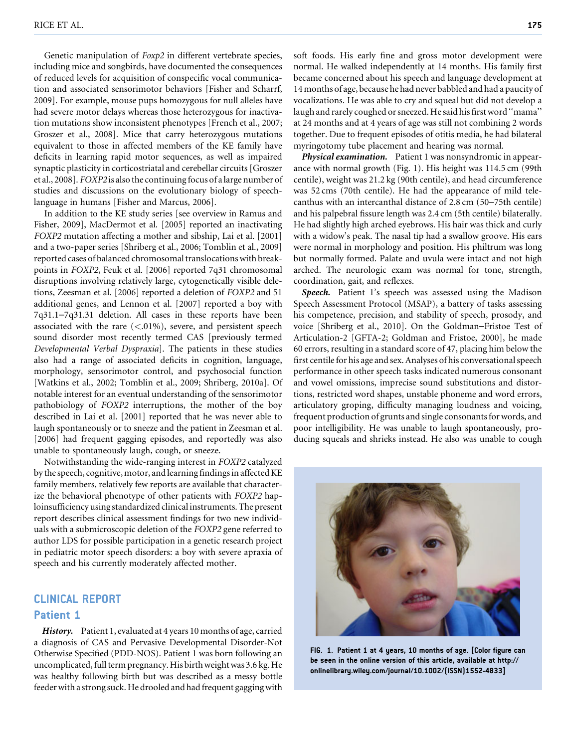Genetic manipulation of *Foxp2* in different vertebrate species, including mice and songbirds, have documented the consequences of reduced levels for acquisition of conspecific vocal communication and associated sensorimotor behaviors [Fisher and Scharff, 2009]. For example, mouse pups homozygous for null alleles have had severe motor delays whereas those heterozygous for inactivation mutations show inconsistent phenotypes [French et al., 2007; Groszer et al., 2008]. Mice that carry heterozygous mutations equivalent to those in affected members of the KE family have deficits in learning rapid motor sequences, as well as impaired synaptic plasticity in corticostriatal and cerebellar circuits [Groszer et al., 2008]. *FOXP2* is also the continuing focus of a large number of studies and discussions on the evolutionary biology of speech-language in humans [Fisher and Marcus, 2006].

In addition to the KE study series [see overview in Ramus and Fisher, 2009], MacDermot et al. [2005] reported an inactivating *FOXP2* mutation affecting a mother and sibship, Lai et al. [2001] and a two-paper series [Shriberg et al., 2006; Tomblin et al., 2009] reported cases of balanced chromosomal translocations with breakpoints in *FOXP2*, Feuk et al. [2006] reported 7q31 chromosomal disruptions involving relatively large, cytogenetically visible deletions, Zeesman et al. [2006] reported a deletion of *FOXP2* and 51 additional genes, and Lennon et al. [2007] reported a boy with 7q31.1–7q31.31 deletion. All cases in these reports have been associated with the rare (<.01%), severe, and persistent speech sound disorder most recently termed CAS [previously termed *Developmental Verbal Dyspraxia*]. The patients in these studies also had a range of associated deficits in cognition, language, morphology, sensorimotor control, and psychosocial function [Watkins et al., 2002; Tomblin et al., 2009; Shriberg, 2010a]. Of notable interest for an eventual understanding of the sensorimotor pathobiology of *FOXP2* interruptions, the mother of the boy described in Lai et al. [2001] reported that he was never able to laugh spontaneously or to sneeze and the patient in Zeesman et al. [2006] had frequent gagging episodes, and reportedly was also unable to spontaneously laugh, cough, or sneeze.

Notwithstanding the wide-ranging interest in *FOXP2* catalyzed by the speech, cognitive, motor, and learning findings in affected KE family members, relatively few reports are available that characterize the behavioral phenotype of other patients with *FOXP2* haploinsufficiency using standardized clinical instruments. The present report describes clinical assessment findings for two new individuals with a submicroscopic deletion of the *FOXP2* gene referred to author LDS for possible participation in a genetic research project in pediatric motor speech disorders: a boy with severe apraxia of speech and his currently moderately affected mother.

## CLINICAL REPORT

### Patient 1

***History.*** Patient 1, evaluated at 4 years 10 months of age, carried a diagnosis of CAS and Pervasive Developmental Disorder-Not Otherwise Specified (PDD-NOS). Patient 1 was born following an uncomplicated, full term pregnancy. His birth weight was 3.6 kg. He was healthy following birth but was described as a messy bottle feeder with a strong suck. He drooled and had frequent gagging with soft foods. His early fine and gross motor development were normal. He walked independently at 14 months. His family first became concerned about his speech and language development at 14 months of age, because he had never babbled and had a paucity of vocalizations. He was able to cry and squeal but did not develop a laugh and rarely coughed or sneezed. He said his first word "mama" at 24 months and at 4 years of age was still not combining 2 words together. Due to frequent episodes of otitis media, he had bilateral myringotomy tube placement and hearing was normal.

***Physical examination.*** Patient 1 was nonsyndromic in appearance with normal growth (Fig. 1). His height was 114.5 cm (99th centile), weight was 21.2 kg (90th centile), and head circumference was 52 cms (70th centile). He had the appearance of mild telecanthus with an intercanthal distance of 2.8 cm (50–75th centile) and his palpebral fissure length was 2.4 cm (5th centile) bilaterally. He had slightly high arched eyebrows. His hair was thick and curly with a widow's peak. The nasal tip had a swallow groove. His ears were normal in morphology and position. His philtrum was long but normally formed. Palate and uvula were intact and not high arched. The neurologic exam was normal for tone, strength, coordination, gait, and reflexes.

***Speech.*** Patient 1's speech was assessed using the Madison Speech Assessment Protocol (MSAP), a battery of tasks assessing his competence, precision, and stability of speech, prosody, and voice [Shriberg et al., 2010]. On the Goldman–Fristoe Test of Articulation-2 [GFTA-2; Goldman and Fristoe, 2000], he made 60 errors, resulting in a standard score of 47, placing him below the first centile for his age and sex. Analyses of his conversational speech performance in other speech tasks indicated numerous consonant and vowel omissions, imprecise sound substitutions and distortions, restricted word shapes, unstable phoneme and word errors, articulatory groping, difficulty managing loudness and voicing, frequent production of grunts and single consonants for words, and poor intelligibility. He was unable to laugh spontaneously, producing squeals and shrieks instead. He also was unable to cough

FIG. 1. Patient 1 at 4 years, 10 months of age. [Color figure can be seen in the online version of this article, available at http://onlinelibrary.wiley.com/journal/10.1002/(ISSN)1552-4833]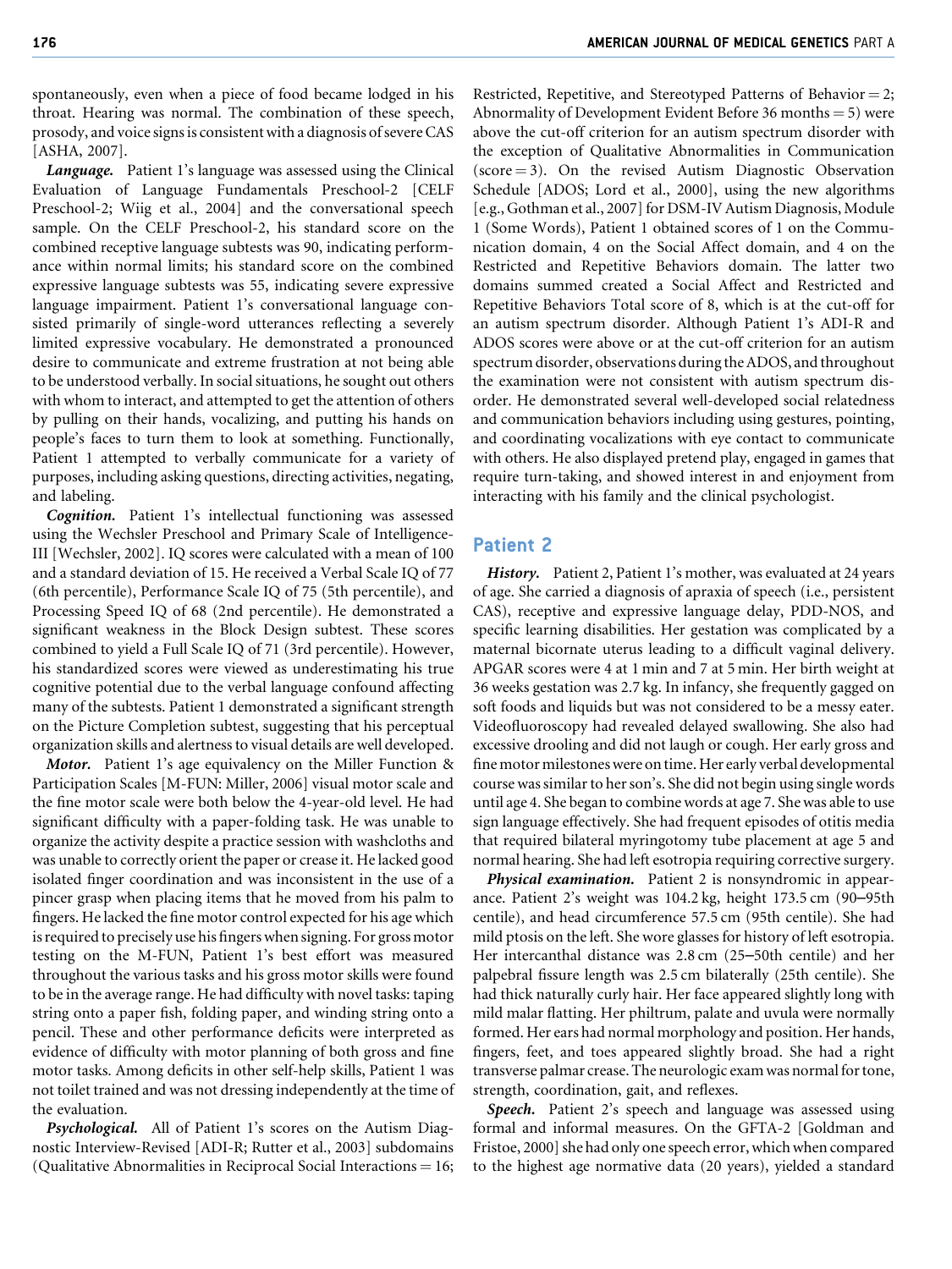spontaneously, even when a piece of food became lodged in his throat. Hearing was normal. The combination of these speech, prosody, and voice signs is consistent with a diagnosis of severe CAS [ASHA, 2007].

***Language.*** Patient 1's language was assessed using the Clinical Evaluation of Language Fundamentals Preschool-2 [CELF Preschool-2; Wiig et al., 2004] and the conversational speech sample. On the CELF Preschool-2, his standard score on the combined receptive language subtests was 90, indicating performance within normal limits; his standard score on the combined expressive language subtests was 55, indicating severe expressive language impairment. Patient 1's conversational language consisted primarily of single-word utterances reflecting a severely limited expressive vocabulary. He demonstrated a pronounced desire to communicate and extreme frustration at not being able to be understood verbally. In social situations, he sought out others with whom to interact, and attempted to get the attention of others by pulling on their hands, vocalizing, and putting his hands on people's faces to turn them to look at something. Functionally, Patient 1 attempted to verbally communicate for a variety of purposes, including asking questions, directing activities, negating, and labeling.

***Cognition.*** Patient 1's intellectual functioning was assessed using the Wechsler Preschool and Primary Scale of Intelligence-III [Wechsler, 2002]. IQ scores were calculated with a mean of 100 and a standard deviation of 15. He received a Verbal Scale IQ of 77 (6th percentile), Performance Scale IQ of 75 (5th percentile), and Processing Speed IQ of 68 (2nd percentile). He demonstrated a significant weakness in the Block Design subtest. These scores combined to yield a Full Scale IQ of 71 (3rd percentile). However, his standardized scores were viewed as underestimating his true cognitive potential due to the verbal language confound affecting many of the subtests. Patient 1 demonstrated a significant strength on the Picture Completion subtest, suggesting that his perceptual organization skills and alertness to visual details are well developed.

***Motor.*** Patient 1's age equivalency on the Miller Function & Participation Scales [M-FUN: Miller, 2006] visual motor scale and the fine motor scale were both below the 4-year-old level. He had significant difficulty with a paper-folding task. He was unable to organize the activity despite a practice session with washcloths and was unable to correctly orient the paper or crease it. He lacked good isolated finger coordination and was inconsistent in the use of a pincer grasp when placing items that he moved from his palm to fingers. He lacked the fine motor control expected for his age which is required to precisely use his fingers when signing. For gross motor testing on the M-FUN, Patient 1's best effort was measured throughout the various tasks and his gross motor skills were found to be in the average range. He had difficulty with novel tasks: taping string onto a paper fish, folding paper, and winding string onto a pencil. These and other performance deficits were interpreted as evidence of difficulty with motor planning of both gross and fine motor tasks. Among deficits in other self-help skills, Patient 1 was not toilet trained and was not dressing independently at the time of the evaluation.

***Psychological.*** All of Patient 1's scores on the Autism Diagnostic Interview-Revised [ADI-R; Rutter et al., 2003] subdomains (Qualitative Abnormalities in Reciprocal Social Interactions = 16; Restricted, Repetitive, and Stereotyped Patterns of Behavior = 2; Abnormality of Development Evident Before 36 months = 5) were above the cut-off criterion for an autism spectrum disorder with the exception of Qualitative Abnormalities in Communication (score = 3). On the revised Autism Diagnostic Observation Schedule [ADOS; Lord et al., 2000], using the new algorithms [e.g., Gothman et al., 2007] for DSM-IV Autism Diagnosis, Module 1 (Some Words), Patient 1 obtained scores of 1 on the Communication domain, 4 on the Social Affect domain, and 4 on the Restricted and Repetitive Behaviors domain. The latter two domains summed created a Social Affect and Restricted and Repetitive Behaviors Total score of 8, which is at the cut-off for an autism spectrum disorder. Although Patient 1's ADI-R and ADOS scores were above or at the cut-off criterion for an autism spectrum disorder, observations during the ADOS, and throughout the examination were not consistent with autism spectrum disorder. He demonstrated several well-developed social relatedness and communication behaviors including using gestures, pointing, and coordinating vocalizations with eye contact to communicate with others. He also displayed pretend play, engaged in games that require turn-taking, and showed interest in and enjoyment from interacting with his family and the clinical psychologist.

## Patient 2

***History.*** Patient 2, Patient 1's mother, was evaluated at 24 years of age. She carried a diagnosis of apraxia of speech (i.e., persistent CAS), receptive and expressive language delay, PDD-NOS, and specific learning disabilities. Her gestation was complicated by a maternal bicornate uterus leading to a difficult vaginal delivery. APGAR scores were 4 at 1 min and 7 at 5 min. Her birth weight at 36 weeks gestation was 2.7 kg. In infancy, she frequently gagged on soft foods and liquids but was not considered to be a messy eater. Videofluoroscopy had revealed delayed swallowing. She also had excessive drooling and did not laugh or cough. Her early gross and fine motor milestones were on time. Her early verbal developmental course was similar to her son's. She did not begin using single words until age 4. She began to combine words at age 7. She was able to use sign language effectively. She had frequent episodes of otitis media that required bilateral myringotomy tube placement at age 5 and normal hearing. She had left esotropia requiring corrective surgery.

***Physical examination.*** Patient 2 is nonsyndromic in appearance. Patient 2's weight was 104.2 kg, height 173.5 cm (90–95th centile), and head circumference 57.5 cm (95th centile). She had mild ptosis on the left. She wore glasses for history of left esotropia. Her intercanthal distance was 2.8 cm (25–50th centile) and her palpebral fissure length was 2.5 cm bilaterally (25th centile). She had thick naturally curly hair. Her face appeared slightly long with mild malar flatting. Her philtrum, palate and uvula were normally formed. Her ears had normal morphology and position. Her hands, fingers, feet, and toes appeared slightly broad. She had a right transverse palmar crease. The neurologic exam was normal for tone, strength, coordination, gait, and reflexes.

***Speech.*** Patient 2's speech and language was assessed using formal and informal measures. On the GFTA-2 [Goldman and Fristoe, 2000] she had only one speech error, which when compared to the highest age normative data (20 years), yielded a standard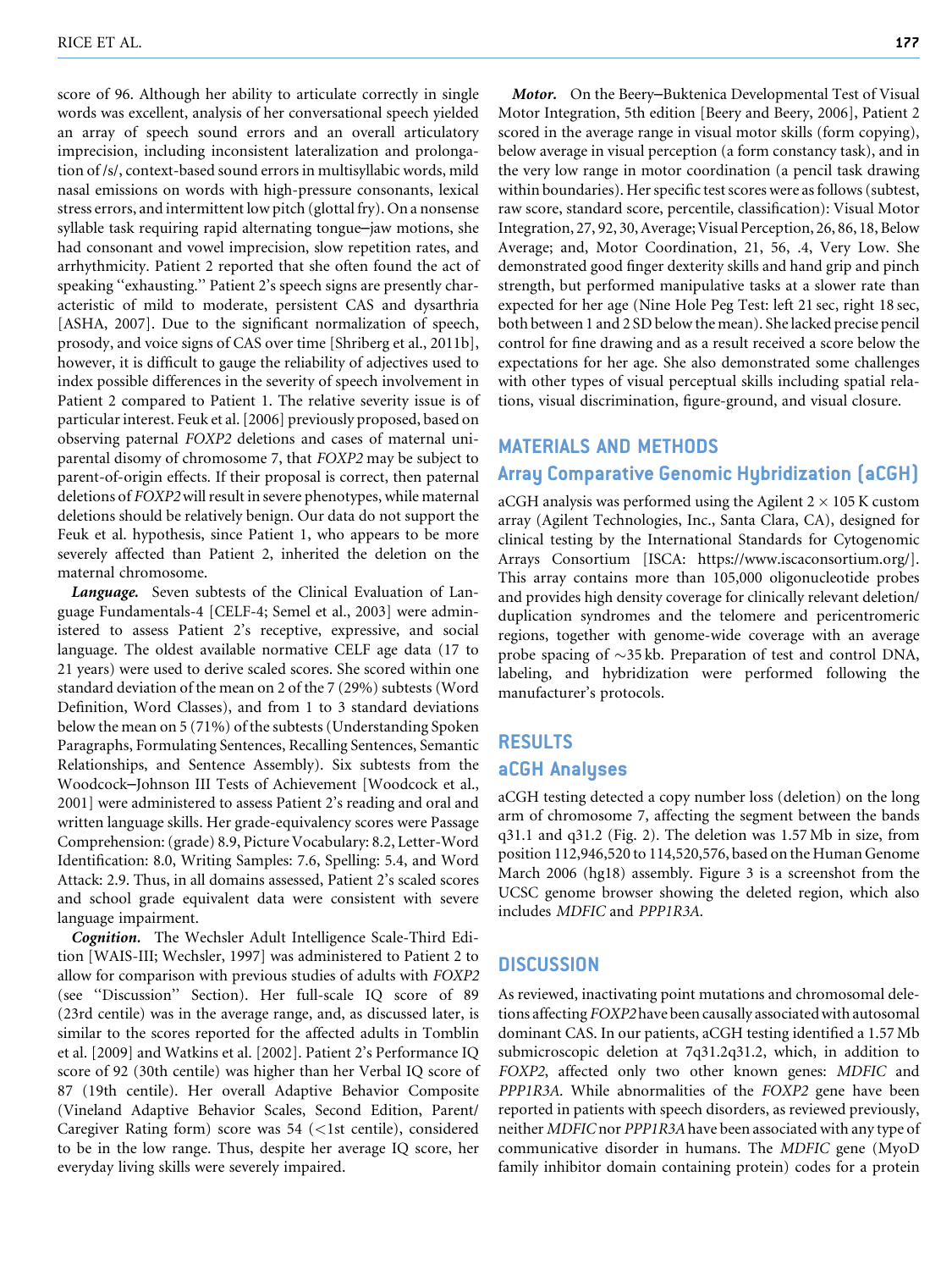score of 96. Although her ability to articulate correctly in single words was excellent, analysis of her conversational speech yielded an array of speech sound errors and an overall articulatory imprecision, including inconsistent lateralization and prolongation of /s/, context-based sound errors in multisyllabic words, mild nasal emissions on words with high-pressure consonants, lexical stress errors, and intermittent low pitch (glottal fry). On a nonsense syllable task requiring rapid alternating tongue–jaw motions, she had consonant and vowel imprecision, slow repetition rates, and arrhythmicity. Patient 2 reported that she often found the act of speaking ''exhausting.'' Patient 2's speech signs are presently characteristic of mild to moderate, persistent CAS and dysarthria [ASHA, 2007]. Due to the significant normalization of speech, prosody, and voice signs of CAS over time [Shriberg et al., 2011b], however, it is difficult to gauge the reliability of adjectives used to index possible differences in the severity of speech involvement in Patient 2 compared to Patient 1. The relative severity issue is of particular interest. Feuk et al. [2006] previously proposed, based on observing paternal *FOXP2* deletions and cases of maternal uniparental disomy of chromosome 7, that *FOXP2* may be subject to parent-of-origin effects. If their proposal is correct, then paternal deletions of *FOXP2* will result in severe phenotypes, while maternal deletions should be relatively benign. Our data do not support the Feuk et al. hypothesis, since Patient 1, who appears to be more severely affected than Patient 2, inherited the deletion on the maternal chromosome.

***Language.*** Seven subtests of the Clinical Evaluation of Language Fundamentals-4 [CELF-4; Semel et al., 2003] were administered to assess Patient 2's receptive, expressive, and social language. The oldest available normative CELF age data (17 to 21 years) were used to derive scaled scores. She scored within one standard deviation of the mean on 2 of the 7 (29%) subtests (Word Definition, Word Classes), and from 1 to 3 standard deviations below the mean on 5 (71%) of the subtests (Understanding Spoken Paragraphs, Formulating Sentences, Recalling Sentences, Semantic Relationships, and Sentence Assembly). Six subtests from the Woodcock–Johnson III Tests of Achievement [Woodcock et al., 2001] were administered to assess Patient 2's reading and oral and written language skills. Her grade-equivalency scores were Passage Comprehension: (grade) 8.9, Picture Vocabulary: 8.2, Letter-Word Identification: 8.0, Writing Samples: 7.6, Spelling: 5.4, and Word Attack: 2.9. Thus, in all domains assessed, Patient 2's scaled scores and school grade equivalent data were consistent with severe language impairment.

***Cognition.*** The Wechsler Adult Intelligence Scale-Third Edition [WAIS-III; Wechsler, 1997] was administered to Patient 2 to allow for comparison with previous studies of adults with *FOXP2* (see ''Discussion'' Section). Her full-scale IQ score of 89 (23rd centile) was in the average range, and, as discussed later, is similar to the scores reported for the affected adults in Tomblin et al. [2009] and Watkins et al. [2002]. Patient 2's Performance IQ score of 92 (30th centile) was higher than her Verbal IQ score of 87 (19th centile). Her overall Adaptive Behavior Composite (Vineland Adaptive Behavior Scales, Second Edition, Parent/Caregiver Rating form) score was 54 (<1st centile), considered to be in the low range. Thus, despite her average IQ score, her everyday living skills were severely impaired.

***Motor.*** On the Beery–Buktenica Developmental Test of Visual Motor Integration, 5th edition [Beery and Beery, 2006], Patient 2 scored in the average range in visual motor skills (form copying), below average in visual perception (a form constancy task), and in the very low range in motor coordination (a pencil task drawing within boundaries). Her specific test scores were as follows (subtest, raw score, standard score, percentile, classification): Visual Motor Integration, 27, 92, 30, Average; Visual Perception, 26, 86, 18, Below Average; and, Motor Coordination, 21, 56, .4, Very Low. She demonstrated good finger dexterity skills and hand grip and pinch strength, but performed manipulative tasks at a slower rate than expected for her age (Nine Hole Peg Test: left 21 sec, right 18 sec, both between 1 and 2 SD below the mean). She lacked precise pencil control for fine drawing and as a result received a score below the expectations for her age. She also demonstrated some challenges with other types of visual perceptual skills including spatial relations, visual discrimination, figure-ground, and visual closure.

## MATERIALS AND METHODS

### Array Comparative Genomic Hybridization (aCGH)

aCGH analysis was performed using the Agilent 2 × 105 K custom array (Agilent Technologies, Inc., Santa Clara, CA), designed for clinical testing by the International Standards for Cytogenomic Arrays Consortium [ISCA: https://www.iscaconsortium.org/]. This array contains more than 105,000 oligonucleotide probes and provides high density coverage for clinically relevant deletion/duplication syndromes and the telomere and pericentromeric regions, together with genome-wide coverage with an average probe spacing of ~35 kb. Preparation of test and control DNA, labeling, and hybridization were performed following the manufacturer's protocols.

## RESULTS

### aCGH Analyses

aCGH testing detected a copy number loss (deletion) on the long arm of chromosome 7, affecting the segment between the bands q31.1 and q31.2 (Fig. 2). The deletion was 1.57 Mb in size, from position 112,946,520 to 114,520,576, based on the Human Genome March 2006 (hg18) assembly. Figure 3 is a screenshot from the UCSC genome browser showing the deleted region, which also includes *MDFIC* and *PPP1R3A*.

## DISCUSSION

As reviewed, inactivating point mutations and chromosomal deletions affecting *FOXP2* have been causally associated with autosomal dominant CAS. In our patients, aCGH testing identified a 1.57 Mb submicroscopic deletion at 7q31.2q31.2, which, in addition to *FOXP2*, affected only two other known genes: *MDFIC* and *PPP1R3A*. While abnormalities of the *FOXP2* gene have been reported in patients with speech disorders, as reviewed previously, neither *MDFIC* nor *PPP1R3A* have been associated with any type of communicative disorder in humans. The *MDFIC* gene (MyoD family inhibitor domain containing protein) codes for a protein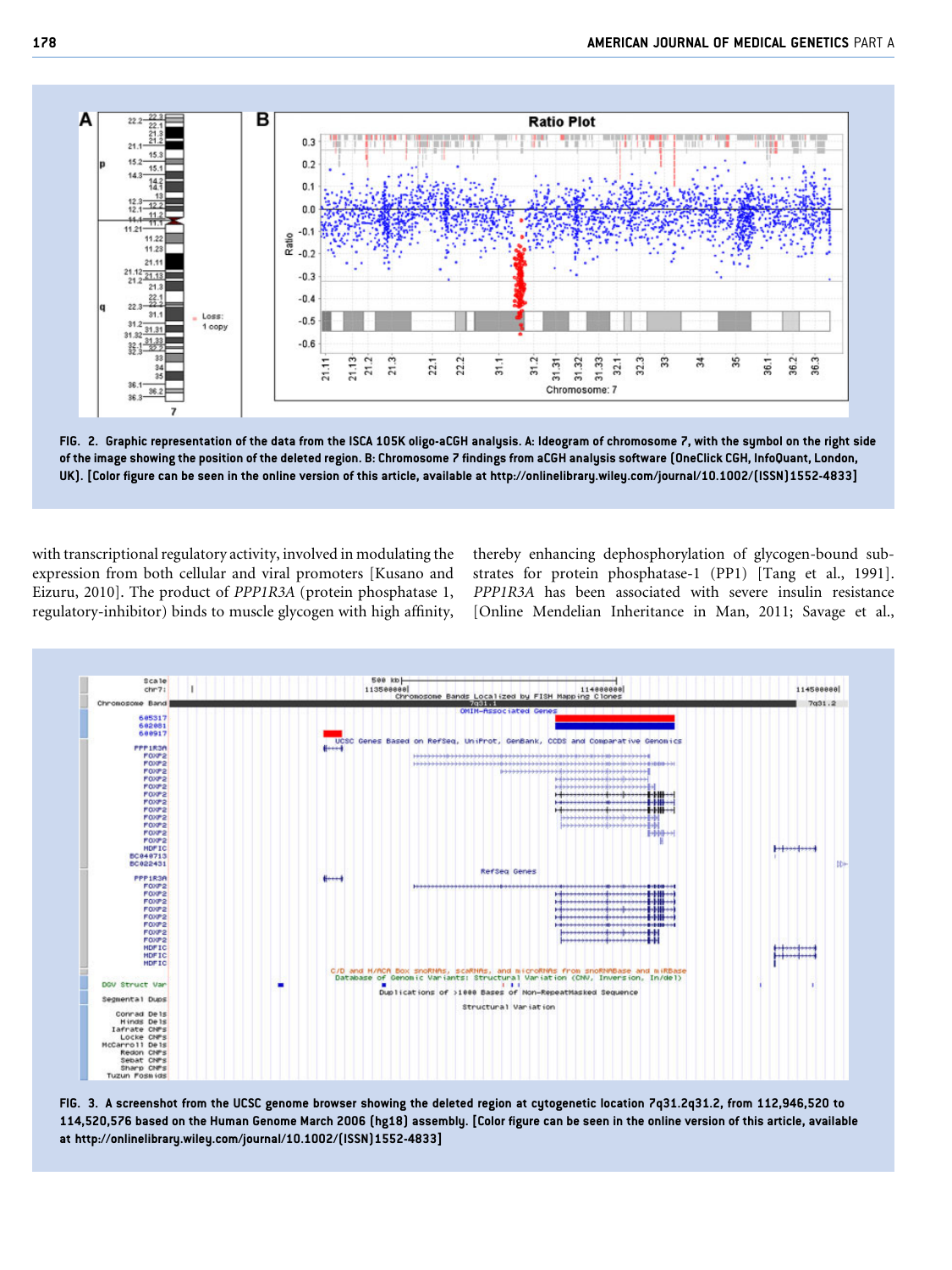FIG. 2. Graphic representation of the data from the ISCA 105K oligo-aCGH analysis. A: Ideogram of chromosome 7, with the symbol on the right side of the image showing the position of the deleted region. B: Chromosome 7 findings from aCGH analysis software (OneClick CGH, InfoQuant, London, UK). [Color figure can be seen in the online version of this article, available at http://onlinelibrary.wiley.com/journal/10.1002/(ISSN)1552-4833]

with transcriptional regulatory activity, involved in modulating the expression from both cellular and viral promoters [Kusano and Eizuru, 2010]. The product of *PPP1R3A* (protein phosphatase 1, regulatory-inhibitor) binds to muscle glycogen with high affinity, thereby enhancing dephosphorylation of glycogen-bound substrates for protein phosphatase-1 (PP1) [Tang et al., 1991]. *PPP1R3A* has been associated with severe insulin resistance [Online Mendelian Inheritance in Man, 2011; Savage et al.,

FIG. 3. A screenshot from the UCSC genome browser showing the deleted region at cytogenetic location 7q31.2q31.2, from 112,946,520 to 114,520,576 based on the Human Genome March 2006 (hg18) assembly. [Color figure can be seen in the online version of this article, available at http://onlinelibrary.wiley.com/journal/10.1002/(ISSN)1552-4833]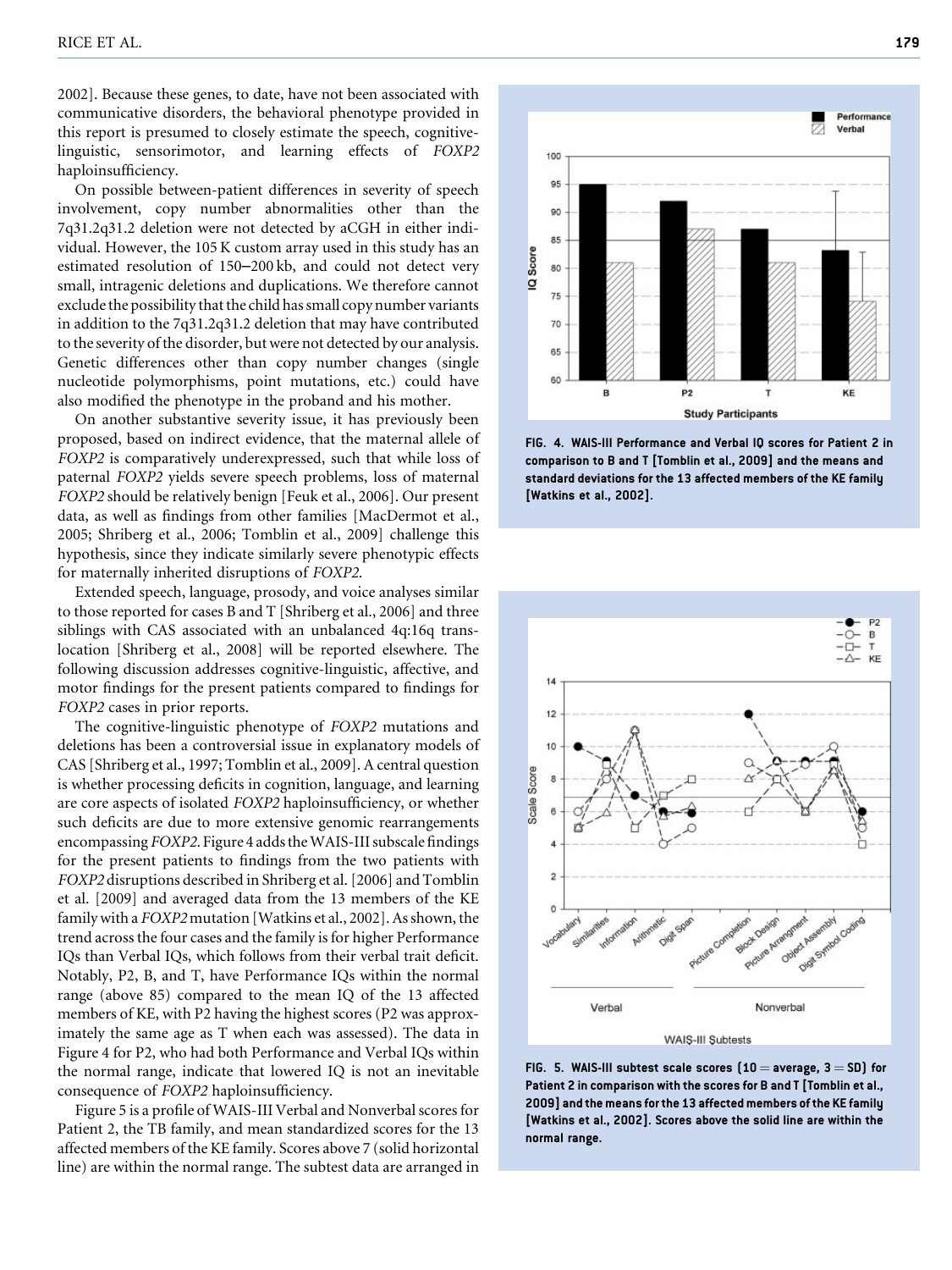2002]. Because these genes, to date, have not been associated with communicative disorders, the behavioral phenotype provided in this report is presumed to closely estimate the speech, cognitive-linguistic, sensorimotor, and learning effects of *FOXP2* haploinsufficiency.

On possible between-patient differences in severity of speech involvement, copy number abnormalities other than the 7q31.2q31.2 deletion were not detected by aCGH in either individual. However, the 105 K custom array used in this study has an estimated resolution of 150–200 kb, and could not detect very small, intragenic deletions and duplications. We therefore cannot exclude the possibility that the child has small copy number variants in addition to the 7q31.2q31.2 deletion that may have contributed to the severity of the disorder, but were not detected by our analysis. Genetic differences other than copy number changes (single nucleotide polymorphisms, point mutations, etc.) could have also modified the phenotype in the proband and his mother.

On another substantive severity issue, it has previously been proposed, based on indirect evidence, that the maternal allele of *FOXP2* is comparatively underexpressed, such that while loss of paternal *FOXP2* yields severe speech problems, loss of maternal *FOXP2* should be relatively benign [Feuk et al., 2006]. Our present data, as well as findings from other families [MacDermot et al., 2005; Shriberg et al., 2006; Tomblin et al., 2009] challenge this hypothesis, since they indicate similarly severe phenotypic effects for maternally inherited disruptions of *FOXP2*.

Extended speech, language, prosody, and voice analyses similar to those reported for cases B and T [Shriberg et al., 2006] and three siblings with CAS associated with an unbalanced 4q:16q translocation [Shriberg et al., 2008] will be reported elsewhere. The following discussion addresses cognitive-linguistic, affective, and motor findings for the present patients compared to findings for *FOXP2* cases in prior reports.

The cognitive-linguistic phenotype of *FOXP2* mutations and deletions has been a controversial issue in explanatory models of CAS [Shriberg et al., 1997; Tomblin et al., 2009]. A central question is whether processing deficits in cognition, language, and learning are core aspects of isolated *FOXP2* haploinsufficiency, or whether such deficits are due to more extensive genomic rearrangements encompassing *FOXP2*. Figure 4 adds the WAIS-III subscale findings for the present patients to findings from the two patients with *FOXP2* disruptions described in Shriberg et al. [2006] and Tomblin et al. [2009] and averaged data from the 13 members of the KE family with a *FOXP2* mutation [Watkins et al., 2002]. As shown, the trend across the four cases and the family is for higher Performance IQs than Verbal IQs, which follows from their verbal trait deficit. Notably, P2, B, and T, have Performance IQs within the normal range (above 85) compared to the mean IQ of the 13 affected members of KE, with P2 having the highest scores (P2 was approximately the same age as T when each was assessed). The data in Figure 4 for P2, who had both Performance and Verbal IQs within the normal range, indicate that lowered IQ is not an inevitable consequence of *FOXP2* haploinsufficiency.

Figure 5 is a profile of WAIS-III Verbal and Nonverbal scores for Patient 2, the TB family, and mean standardized scores for the 13 affected members of the KE family. Scores above 7 (solid horizontal line) are within the normal range. The subtest data are arranged in

**FIG. 4. WAIS-III Performance and Verbal IQ scores for Patient 2 in comparison to B and T [Tomblin et al., 2009] and the means and standard deviations for the 13 affected members of the KE family [Watkins et al., 2002].**

**FIG. 5. WAIS-III subtest scale scores (10 = average, 3 = SD) for Patient 2 in comparison with the scores for B and T [Tomblin et al., 2009] and the means for the 13 affected members of the KE family [Watkins et al., 2002]. Scores above the solid line are within the normal range.**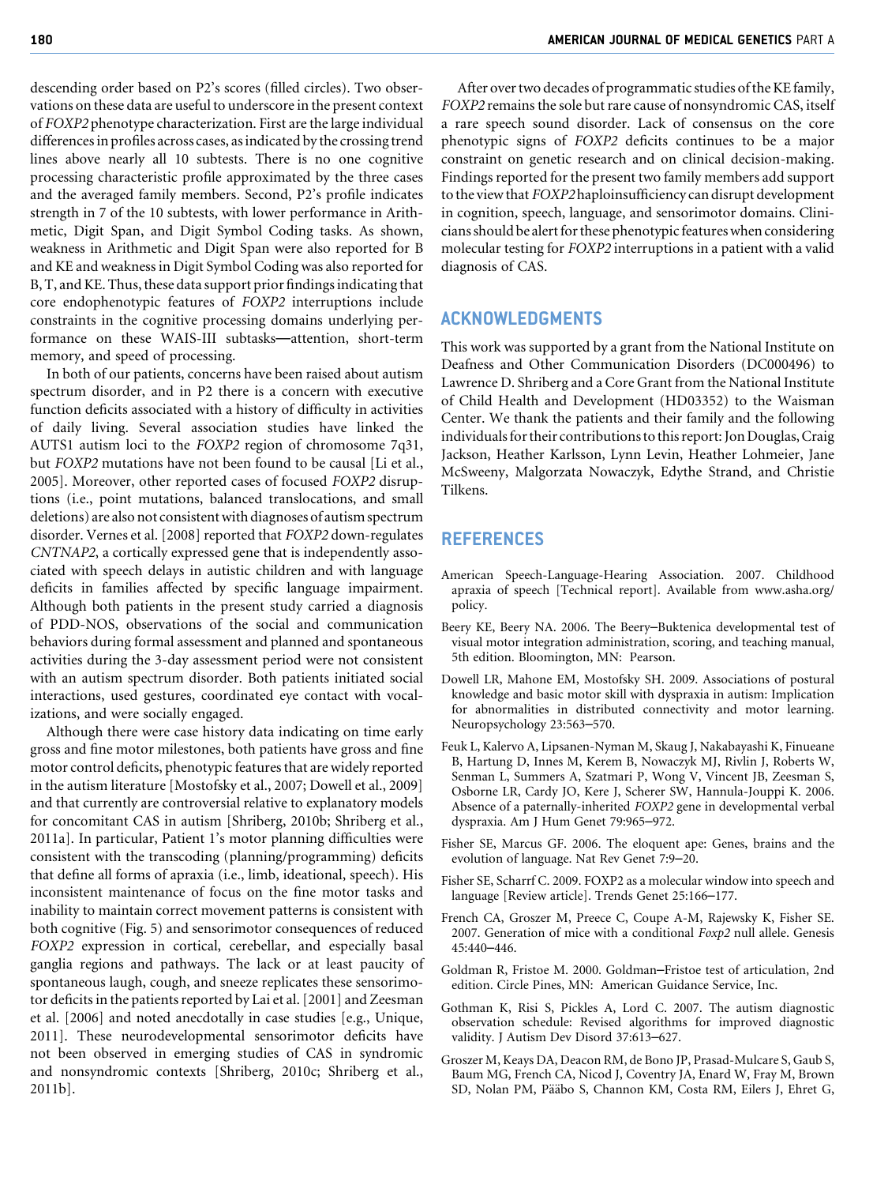descending order based on P2's scores (filled circles). Two observations on these data are useful to underscore in the present context of *FOXP2* phenotype characterization. First are the large individual differences in profiles across cases, as indicated by the crossing trend lines above nearly all 10 subtests. There is no one cognitive processing characteristic profile approximated by the three cases and the averaged family members. Second, P2's profile indicates strength in 7 of the 10 subtests, with lower performance in Arithmetic, Digit Span, and Digit Symbol Coding tasks. As shown, weakness in Arithmetic and Digit Span were also reported for B and KE and weakness in Digit Symbol Coding was also reported for B, T, and KE. Thus, these data support prior findings indicating that core endophenotypic features of *FOXP2* interruptions include constraints in the cognitive processing domains underlying performance on these WAIS-III subtasks—attention, short-term memory, and speed of processing.

In both of our patients, concerns have been raised about autism spectrum disorder, and in P2 there is a concern with executive function deficits associated with a history of difficulty in activities of daily living. Several association studies have linked the AUTS1 autism loci to the *FOXP2* region of chromosome 7q31, but *FOXP2* mutations have not been found to be causal [Li et al., 2005]. Moreover, other reported cases of focused *FOXP2* disruptions (i.e., point mutations, balanced translocations, and small deletions) are also not consistent with diagnoses of autism spectrum disorder. Vernes et al. [2008] reported that *FOXP2* down-regulates *CNTNAP2*, a cortically expressed gene that is independently associated with speech delays in autistic children and with language deficits in families affected by specific language impairment. Although both patients in the present study carried a diagnosis of PDD-NOS, observations of the social and communication behaviors during formal assessment and planned and spontaneous activities during the 3-day assessment period were not consistent with an autism spectrum disorder. Both patients initiated social interactions, used gestures, coordinated eye contact with vocalizations, and were socially engaged.

Although there were case history data indicating on time early gross and fine motor milestones, both patients have gross and fine motor control deficits, phenotypic features that are widely reported in the autism literature [Mostofsky et al., 2007; Dowell et al., 2009] and that currently are controversial relative to explanatory models for concomitant CAS in autism [Shriberg, 2010b; Shriberg et al., 2011a]. In particular, Patient 1's motor planning difficulties were consistent with the transcoding (planning/programming) deficits that define all forms of apraxia (i.e., limb, ideational, speech). His inconsistent maintenance of focus on the fine motor tasks and inability to maintain correct movement patterns is consistent with both cognitive (Fig. 5) and sensorimotor consequences of reduced *FOXP2* expression in cortical, cerebellar, and especially basal ganglia regions and pathways. The lack or at least paucity of spontaneous laugh, cough, and sneeze replicates these sensorimotor deficits in the patients reported by Lai et al. [2001] and Zeesman et al. [2006] and noted anecdotally in case studies [e.g., Unique, 2011]. These neurodevelopmental sensorimotor deficits have not been observed in emerging studies of CAS in syndromic and nonsyndromic contexts [Shriberg, 2010c; Shriberg et al., 2011b].

After over two decades of programmatic studies of the KE family, *FOXP2* remains the sole but rare cause of nonsyndromic CAS, itself a rare speech sound disorder. Lack of consensus on the core phenotypic signs of *FOXP2* deficits continues to be a major constraint on genetic research and on clinical decision-making. Findings reported for the present two family members add support to the view that *FOXP2* haploinsufficiency can disrupt development in cognition, speech, language, and sensorimotor domains. Clinicians should be alert for these phenotypic features when considering molecular testing for *FOXP2* interruptions in a patient with a valid diagnosis of CAS.

## ACKNOWLEDGMENTS

This work was supported by a grant from the National Institute on Deafness and Other Communication Disorders (DC000496) to Lawrence D. Shriberg and a Core Grant from the National Institute of Child Health and Development (HD03352) to the Waisman Center. We thank the patients and their family and the following individuals for their contributions to this report: Jon Douglas, Craig Jackson, Heather Karlsson, Lynn Levin, Heather Lohmeier, Jane McSweeny, Malgorzata Nowaczyk, Edythe Strand, and Christie Tilkens.

## REFERENCES

American Speech-Language-Hearing Association. 2007. Childhood apraxia of speech [Technical report]. Available from www.asha.org/policy.

Beery KE, Beery NA. 2006. The Beery–Buktenica developmental test of visual motor integration administration, scoring, and teaching manual, 5th edition. Bloomington, MN: Pearson.

Dowell LR, Mahone EM, Mostofsky SH. 2009. Associations of postural knowledge and basic motor skill with dyspraxia in autism: Implication for abnormalities in distributed connectivity and motor learning. Neuropsychology 23:563–570.

Feuk L, Kalervo A, Lipsanen-Nyman M, Skaug J, Nakabayashi K, Finueane B, Hartung D, Innes M, Kerem B, Nowaczyk MJ, Rivlin J, Roberts W, Senman L, Summers A, Szatmari P, Wong V, Vincent JB, Zeesman S, Osborne LR, Cardy JO, Kere J, Scherer SW, Hannula-Jouppi K. 2006. Absence of a paternally-inherited *FOXP2* gene in developmental verbal dyspraxia. Am J Hum Genet 79:965–972.

Fisher SE, Marcus GF. 2006. The eloquent ape: Genes, brains and the evolution of language. Nat Rev Genet 7:9–20.

Fisher SE, Scharff C. 2009. FOXP2 as a molecular window into speech and language [Review article]. Trends Genet 25:166–177.

French CA, Groszer M, Preece C, Coupe A-M, Rajewsky K, Fisher SE. 2007. Generation of mice with a conditional *Foxp2* null allele. Genesis 45:440–446.

Goldman R, Fristoe M. 2000. Goldman–Fristoe test of articulation, 2nd edition. Circle Pines, MN: American Guidance Service, Inc.

Gothman K, Risi S, Pickles A, Lord C. 2007. The autism diagnostic observation schedule: Revised algorithms for improved diagnostic validity. J Autism Dev Disord 37:613–627.

Groszer M, Keays DA, Deacon RM, de Bono JP, Prasad-Mulcare S, Gaub S, Baum MG, French CA, Nicod J, Coventry JA, Enard W, Fray M, Brown SD, Nolan PM, Pääbo S, Channon KM, Costa RM, Eilers J, Ehret G,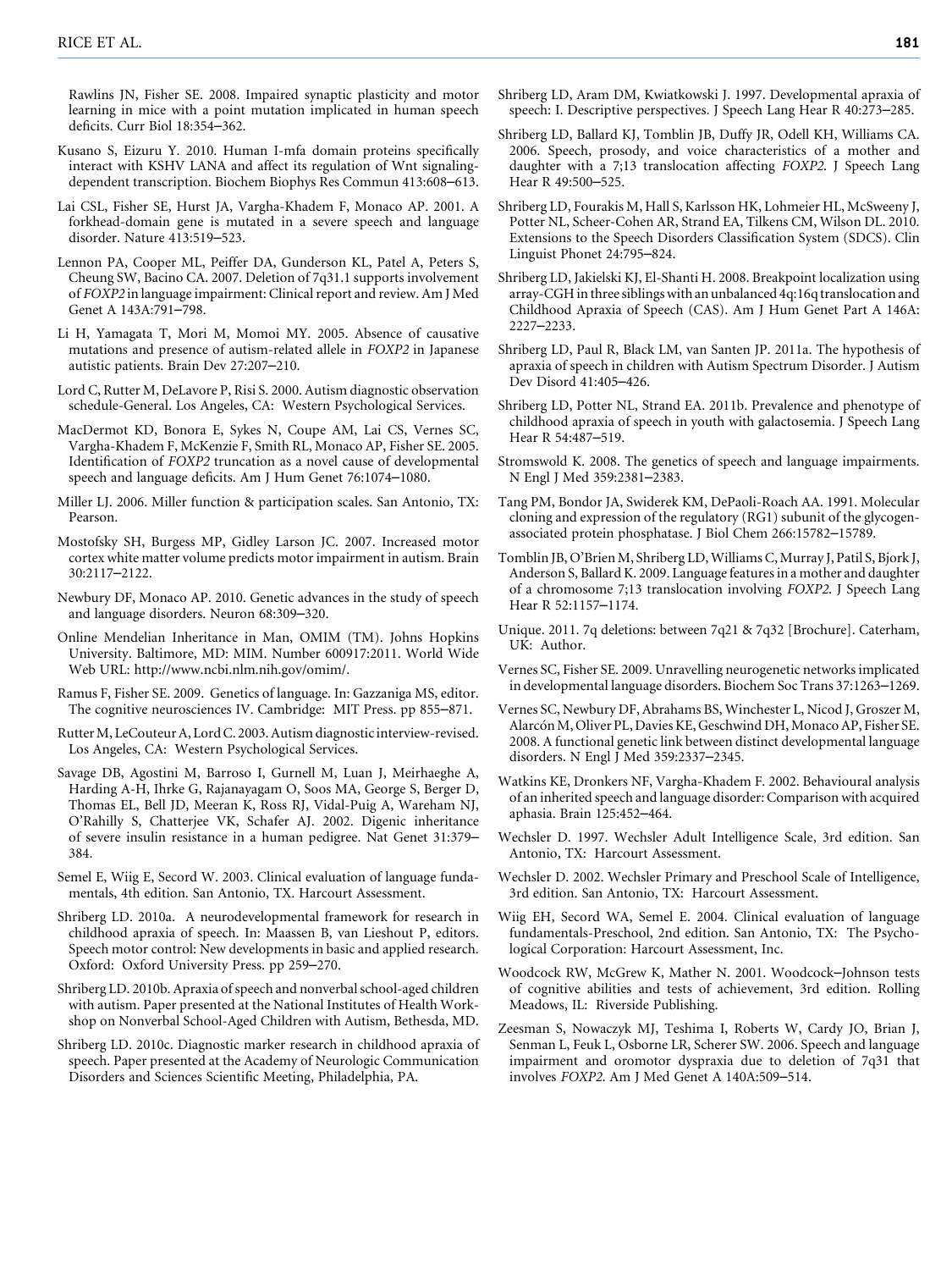Rawlins JN, Fisher SE. 2008. Impaired synaptic plasticity and motor learning in mice with a point mutation implicated in human speech deficits. Curr Biol 18:354–362.

Kusano S, Eizuru Y. 2010. Human I-mfa domain proteins specifically interact with KSHV LANA and affect its regulation of Wnt signaling-dependent transcription. Biochem Biophys Res Commun 413:608–613.

Lai CSL, Fisher SE, Hurst JA, Vargha-Khadem F, Monaco AP. 2001. A forkhead-domain gene is mutated in a severe speech and language disorder. Nature 413:519–523.

Lennon PA, Cooper ML, Peiffer DA, Gunderson KL, Patel A, Peters S, Cheung SW, Bacino CA. 2007. Deletion of 7q31.1 supports involvement of *FOXP2* in language impairment: Clinical report and review. Am J Med Genet A 143A:791–798.

Li H, Yamagata T, Mori M, Momoi MY. 2005. Absence of causative mutations and presence of autism-related allele in *FOXP2* in Japanese autistic patients. Brain Dev 27:207–210.

Lord C, Rutter M, DeLavore P, Risi S. 2000. Autism diagnostic observation schedule-General. Los Angeles, CA: Western Psychological Services.

MacDermot KD, Bonora E, Sykes N, Coupe AM, Lai CS, Vernes SC, Vargha-Khadem F, McKenzie F, Smith RL, Monaco AP, Fisher SE. 2005. Identification of *FOXP2* truncation as a novel cause of developmental speech and language deficits. Am J Hum Genet 76:1074–1080.

Miller LJ. 2006. Miller function & participation scales. San Antonio, TX: Pearson.

Mostofsky SH, Burgess MP, Gidley Larson JC. 2007. Increased motor cortex white matter volume predicts motor impairment in autism. Brain 30:2117–2122.

Newbury DF, Monaco AP. 2010. Genetic advances in the study of speech and language disorders. Neuron 68:309–320.

Online Mendelian Inheritance in Man, OMIM (TM). Johns Hopkins University. Baltimore, MD: MIM. Number 600917:2011. World Wide Web URL: http://www.ncbi.nlm.nih.gov/omim/.

Ramus F, Fisher SE. 2009. Genetics of language. In: Gazzaniga MS, editor. The cognitive neurosciences IV. Cambridge: MIT Press. pp 855–871.

Rutter M, LeCouteur A, Lord C. 2003. Autism diagnostic interview-revised. Los Angeles, CA: Western Psychological Services.

Savage DB, Agostini M, Barroso I, Gurnell M, Luan J, Meirhaeghe A, Harding A-H, Ihrke G, Rajanayagam O, Soos MA, George S, Berger D, Thomas EL, Bell JD, Meeran K, Ross RJ, Vidal-Puig A, Wareham NJ, O'Rahilly S, Chatterjee VK, Schafer AJ. 2002. Digenic inheritance of severe insulin resistance in a human pedigree. Nat Genet 31:379–384.

Semel E, Wiig E, Secord W. 2003. Clinical evaluation of language fundamentals, 4th edition. San Antonio, TX. Harcourt Assessment.

Shriberg LD. 2010a. A neurodevelopmental framework for research in childhood apraxia of speech. In: Maassen B, van Lieshout P, editors. Speech motor control: New developments in basic and applied research. Oxford: Oxford University Press. pp 259–270.

Shriberg LD. 2010b. Apraxia of speech and nonverbal school-aged children with autism. Paper presented at the National Institutes of Health Workshop on Nonverbal School-Aged Children with Autism, Bethesda, MD.

Shriberg LD. 2010c. Diagnostic marker research in childhood apraxia of speech. Paper presented at the Academy of Neurologic Communication Disorders and Sciences Scientific Meeting, Philadelphia, PA.

Shriberg LD, Aram DM, Kwiatkowski J. 1997. Developmental apraxia of speech: I. Descriptive perspectives. J Speech Lang Hear R 40:273–285.

Shriberg LD, Ballard KJ, Tomblin JB, Duffy JR, Odell KH, Williams CA. 2006. Speech, prosody, and voice characteristics of a mother and daughter with a 7;13 translocation affecting *FOXP2*. J Speech Lang Hear R 49:500–525.

Shriberg LD, Fourakis M, Hall S, Karlsson HK, Lohmeier HL, McSweeny J, Potter NL, Scheer-Cohen AR, Strand EA, Tilkens CM, Wilson DL. 2010. Extensions to the Speech Disorders Classification System (SDCS). Clin Linguist Phonet 24:795–824.

Shriberg LD, Jakielski KJ, El-Shanti H. 2008. Breakpoint localization using array-CGH in three siblings with an unbalanced 4q:16q translocation and Childhood Apraxia of Speech (CAS). Am J Hum Genet Part A 146A: 2227–2233.

Shriberg LD, Paul R, Black LM, van Santen JP. 2011a. The hypothesis of apraxia of speech in children with Autism Spectrum Disorder. J Autism Dev Disord 41:405–426.

Shriberg LD, Potter NL, Strand EA. 2011b. Prevalence and phenotype of childhood apraxia of speech in youth with galactosemia. J Speech Lang Hear R 54:487–519.

Stromswold K. 2008. The genetics of speech and language impairments. N Engl J Med 359:2381–2383.

Tang PM, Bondor JA, Swiderek KM, DePaoli-Roach AA. 1991. Molecular cloning and expression of the regulatory (RG1) subunit of the glycogen-associated protein phosphatase. J Biol Chem 266:15782–15789.

Tomblin JB, O'Brien M, Shriberg LD, Williams C, Murray J, Patil S, Bjork J, Anderson S, Ballard K. 2009. Language features in a mother and daughter of a chromosome 7;13 translocation involving *FOXP2*. J Speech Lang Hear R 52:1157–1174.

Unique. 2011. 7q deletions: between 7q21 & 7q32 [Brochure]. Caterham, UK: Author.

Vernes SC, Fisher SE. 2009. Unravelling neurogenetic networks implicated in developmental language disorders. Biochem Soc Trans 37:1263–1269.

Vernes SC, Newbury DF, Abrahams BS, Winchester L, Nicod J, Groszer M, Alarcón M, Oliver PL, Davies KE, Geschwind DH, Monaco AP, Fisher SE. 2008. A functional genetic link between distinct developmental language disorders. N Engl J Med 359:2337–2345.

Watkins KE, Dronkers NF, Vargha-Khadem F. 2002. Behavioural analysis of an inherited speech and language disorder: Comparison with acquired aphasia. Brain 125:452–464.

Wechsler D. 1997. Wechsler Adult Intelligence Scale, 3rd edition. San Antonio, TX: Harcourt Assessment.

Wechsler D. 2002. Wechsler Primary and Preschool Scale of Intelligence, 3rd edition. San Antonio, TX: Harcourt Assessment.

Wiig EH, Secord WA, Semel E. 2004. Clinical evaluation of language fundamentals-Preschool, 2nd edition. San Antonio, TX: The Psychological Corporation: Harcourt Assessment, Inc.

Woodcock RW, McGrew K, Mather N. 2001. Woodcock–Johnson tests of cognitive abilities and tests of achievement, 3rd edition. Rolling Meadows, IL: Riverside Publishing.

Zeesman S, Nowaczyk MJ, Teshima I, Roberts W, Cardy JO, Brian J, Senman L, Feuk L, Osborne LR, Scherer SW. 2006. Speech and language impairment and oromotor dyspraxia due to deletion of 7q31 that involves *FOXP2*. Am J Med Genet A 140A:509–514.